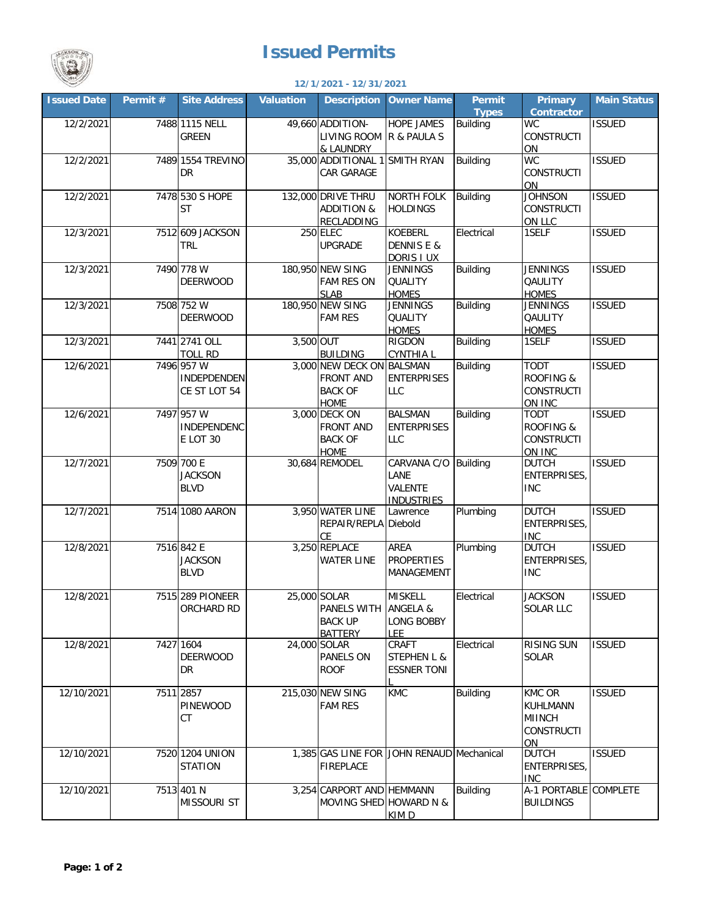# Issued Permits

**12/1/2021 - 12/31/2021**

| Issued Date | Permit # | Site Address | Valuation | Description | Owner Name | Permit Types | Primary Contractor | Main Status |
|---|---|---|---|---|---|---|---|---|
| 12/2/2021 | 7488 | 1115 NELL GREEN | 49,660 | ADDITION-LIVING ROOM & LAUNDRY | HOPE JAMES R & PAULA S | Building | WC CONSTRUCTION | ISSUED |
| 12/2/2021 | 7489 | 1554 TREVINO DR | 35,000 | ADDITIONAL 1 CAR GARAGE | SMITH RYAN | Building | WC CONSTRUCTION | ISSUED |
| 12/2/2021 | 7478 | 530 S HOPE ST | 132,000 | DRIVE THRU ADDITION & RECLADDING | NORTH FOLK HOLDINGS | Building | JOHNSON CONSTRUCTION LLC | ISSUED |
| 12/3/2021 | 7512 | 609 JACKSON TRL | 250 | ELEC UPGRADE | KOEBERL DENNIS E & DORIS I UX | Electrical | 1SELF | ISSUED |
| 12/3/2021 | 7490 | 778 W DEERWOOD | 180,950 | NEW SING FAM RES ON SLAB | JENNINGS QUALITY HOMES | Building | JENNINGS QAULITY HOMES | ISSUED |
| 12/3/2021 | 7508 | 752 W DEERWOOD | 180,950 | NEW SING FAM RES | JENNINGS QUALITY HOMES | Building | JENNINGS QAULITY HOMES | ISSUED |
| 12/3/2021 | 7441 | 2741 OLL TOLL RD | 3,500 | OUT BUILDING | RIGDON CYNTHIA L | Building | 1SELF | ISSUED |
| 12/6/2021 | 7496 | 957 W INDEPDENDENCE ST LOT 54 | 3,000 | NEW DECK ON FRONT AND BACK OF HOME | BALSMAN ENTERPRISES LLC | Building | TODT ROOFING & CONSTRUCTION INC | ISSUED |
| 12/6/2021 | 7497 | 957 W INDEPENDENCE LOT 30 | 3,000 | DECK ON FRONT AND BACK OF HOME | BALSMAN ENTERPRISES LLC | Building | TODT ROOFING & CONSTRUCTION INC | ISSUED |
| 12/7/2021 | 7509 | 700 E JACKSON BLVD | 30,684 | REMODEL | CARVANA C/O LANE VALENTE INDUSTRIES | Building | DUTCH ENTERPRISES, INC | ISSUED |
| 12/7/2021 | 7514 | 1080 AARON | 3,950 | WATER LINE REPAIR/REPLACE | Lawrence Diebold | Plumbing | DUTCH ENTERPRISES, INC | ISSUED |
| 12/8/2021 | 7516 | 842 E JACKSON BLVD | 3,250 | REPLACE WATER LINE | AREA PROPERTIES MANAGEMENT | Plumbing | DUTCH ENTERPRISES, INC | ISSUED |
| 12/8/2021 | 7515 | 289 PIONEER ORCHARD RD | 25,000 | SOLAR PANELS WITH BACK UP BATTERY | MISKELL ANGELA & LONG BOBBY LEE | Electrical | JACKSON SOLAR LLC | ISSUED |
| 12/8/2021 | 7427 | 1604 DEERWOOD DR | 24,000 | SOLAR PANELS ON ROOF | CRAFT STEPHEN L & ESSNER TONI L | Electrical | RISING SUN SOLAR | ISSUED |
| 12/10/2021 | 7511 | 2857 PINEWOOD CT | 215,030 | NEW SING FAM RES | KMC | Building | KMC OR KUHLMANN MIINCH CONSTRUCTION | ISSUED |
| 12/10/2021 | 7520 | 1204 UNION STATION | 1,385 | GAS LINE FOR FIREPLACE | JOHN RENAUD | Mechanical | DUTCH ENTERPRISES, INC | ISSUED |
| 12/10/2021 | 7513 | 401 N MISSOURI ST | 3,254 | CARPORT AND MOVING SHED | HEMMANN HOWARD N & KIM D | Building | A-1 PORTABLE BUILDINGS | COMPLETE |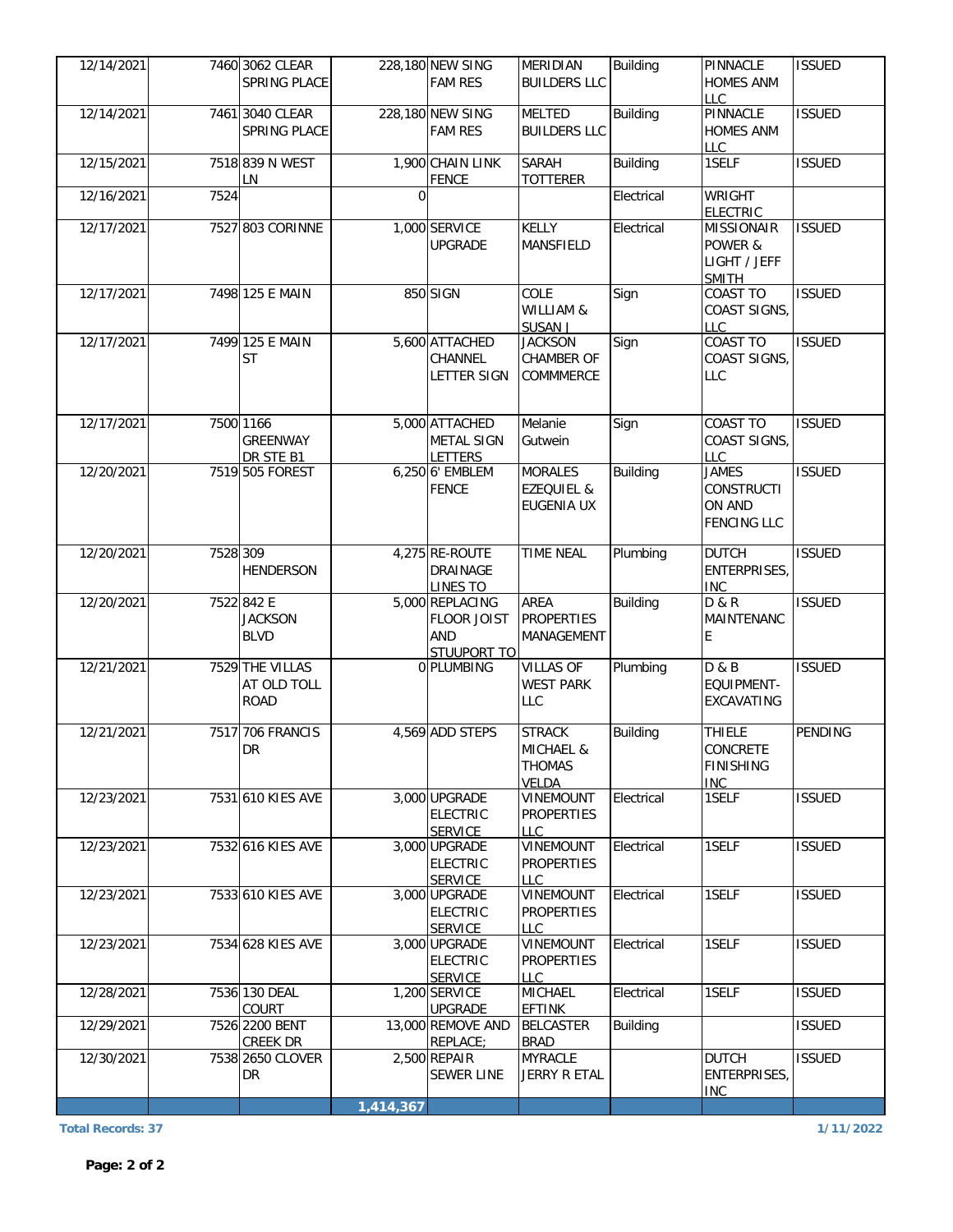| | | | | | | | | |
|---|---|---|---|---|---|---|---|---|
| 12/14/2021 | 7460 | 3062 CLEAR SPRING PLACE | 228,180 | NEW SING FAM RES | MERIDIAN BUILDERS LLC | Building | PINNACLE HOMES ANM LLC | ISSUED |
| 12/14/2021 | 7461 | 3040 CLEAR SPRING PLACE | 228,180 | NEW SING FAM RES | MELTED BUILDERS LLC | Building | PINNACLE HOMES ANM LLC | ISSUED |
| 12/15/2021 | 7518 | 839 N WEST LN | 1,900 | CHAIN LINK FENCE | SARAH TOTTERER | Building | 1SELF | ISSUED |
| 12/16/2021 | 7524 | | 0 | | | Electrical | WRIGHT ELECTRIC | |
| 12/17/2021 | 7527 | 803 CORINNE | 1,000 | SERVICE UPGRADE | KELLY MANSFIELD | Electrical | MISSIONAIR POWER & LIGHT / JEFF SMITH | ISSUED |
| 12/17/2021 | 7498 | 125 E MAIN | 850 | SIGN | COLE WILLIAM & SUSAN J | Sign | COAST TO COAST SIGNS, LLC | ISSUED |
| 12/17/2021 | 7499 | 125 E MAIN ST | 5,600 | ATTACHED CHANNEL LETTER SIGN | JACKSON CHAMBER OF COMMMERCE | Sign | COAST TO COAST SIGNS, LLC | ISSUED |
| 12/17/2021 | 7500 | 1166 GREENWAY DR STE B1 | 5,000 | ATTACHED METAL SIGN LETTERS | Melanie Gutwein | Sign | COAST TO COAST SIGNS, LLC | ISSUED |
| 12/20/2021 | 7519 | 505 FOREST | 6,250 | 6' EMBLEM FENCE | MORALES EZEQUIEL & EUGENIA UX | Building | JAMES CONSTRUCTI ON AND FENCING LLC | ISSUED |
| 12/20/2021 | 7528 | 309 HENDERSON | 4,275 | RE-ROUTE DRAINAGE LINES TO | TIME NEAL | Plumbing | DUTCH ENTERPRISES, INC | ISSUED |
| 12/20/2021 | 7522 | 842 E JACKSON BLVD | 5,000 | REPLACING FLOOR JOIST AND STUUPORT TO | AREA PROPERTIES MANAGEMENT | Building | D & R MAINTENANC E | ISSUED |
| 12/21/2021 | 7529 | THE VILLAS AT OLD TOLL ROAD | 0 | PLUMBING | VILLAS OF WEST PARK LLC | Plumbing | D & B EQUIPMENT-EXCAVATING | ISSUED |
| 12/21/2021 | 7517 | 706 FRANCIS DR | 4,569 | ADD STEPS | STRACK MICHAEL & THOMAS VELDA | Building | THIELE CONCRETE FINISHING INC | PENDING |
| 12/23/2021 | 7531 | 610 KIES AVE | 3,000 | UPGRADE ELECTRIC SERVICE | VINEMOUNT PROPERTIES LLC | Electrical | 1SELF | ISSUED |
| 12/23/2021 | 7532 | 616 KIES AVE | 3,000 | UPGRADE ELECTRIC SERVICE | VINEMOUNT PROPERTIES LLC | Electrical | 1SELF | ISSUED |
| 12/23/2021 | 7533 | 610 KIES AVE | 3,000 | UPGRADE ELECTRIC SERVICE | VINEMOUNT PROPERTIES LLC | Electrical | 1SELF | ISSUED |
| 12/23/2021 | 7534 | 628 KIES AVE | 3,000 | UPGRADE ELECTRIC SERVICE | VINEMOUNT PROPERTIES LLC | Electrical | 1SELF | ISSUED |
| 12/28/2021 | 7536 | 130 DEAL COURT | 1,200 | SERVICE UPGRADE | MICHAEL EFTINK | Electrical | 1SELF | ISSUED |
| 12/29/2021 | 7526 | 2200 BENT CREEK DR | 13,000 | REMOVE AND REPLACE; | BELCASTER BRAD | Building | | ISSUED |
| 12/30/2021 | 7538 | 2650 CLOVER DR | 2,500 | REPAIR SEWER LINE | MYRACLE JERRY R ETAL | | DUTCH ENTERPRISES, INC | ISSUED |
| | | | 1,414,367 | | | | | |

**Total Records: 37**

1/11/2022